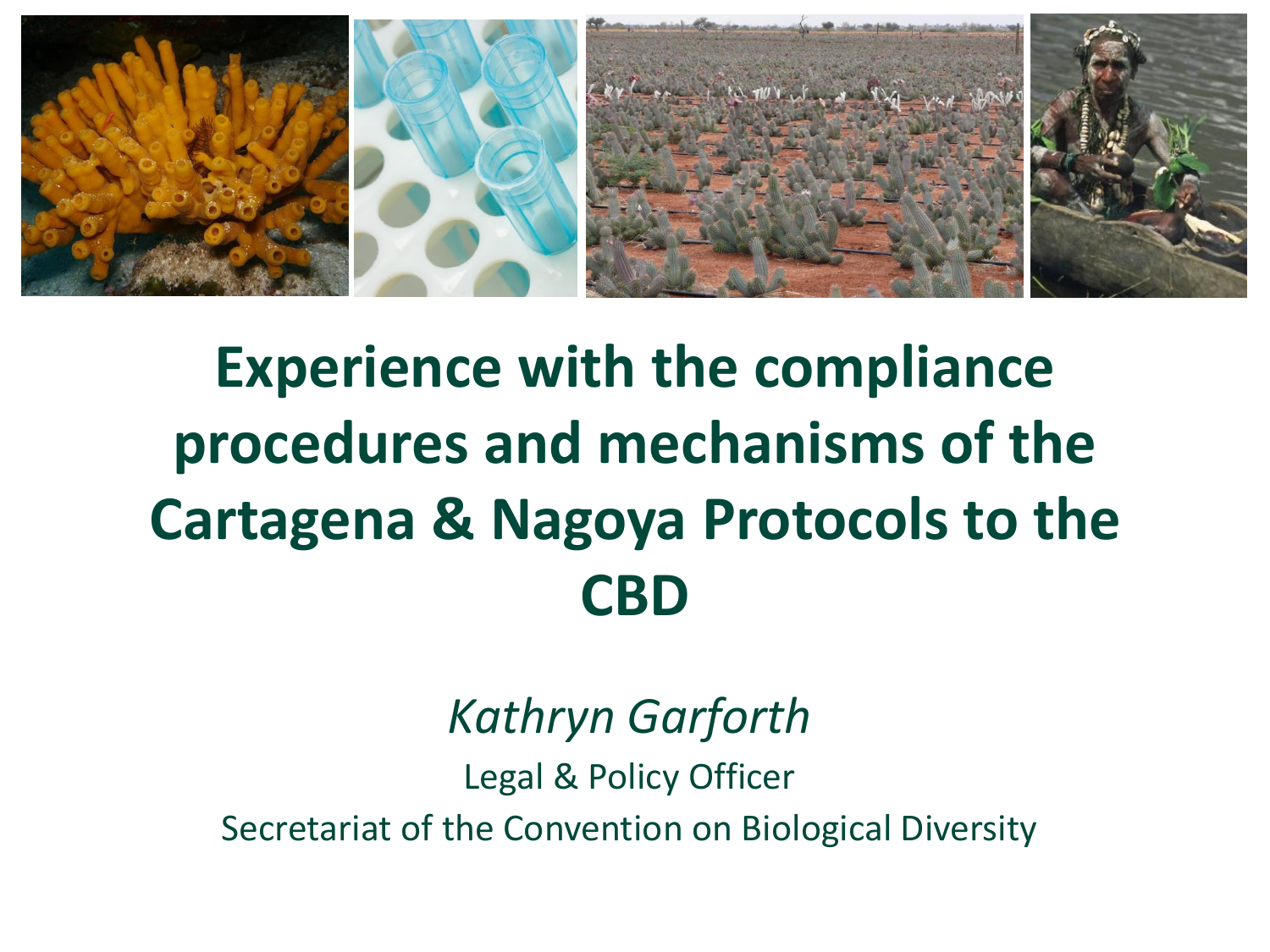# Experience with the compliance procedures and mechanisms of the Cartagena & Nagoya Protocols to the CBD

*Kathryn Garforth*

Legal & Policy Officer

Secretariat of the Convention on Biological Diversity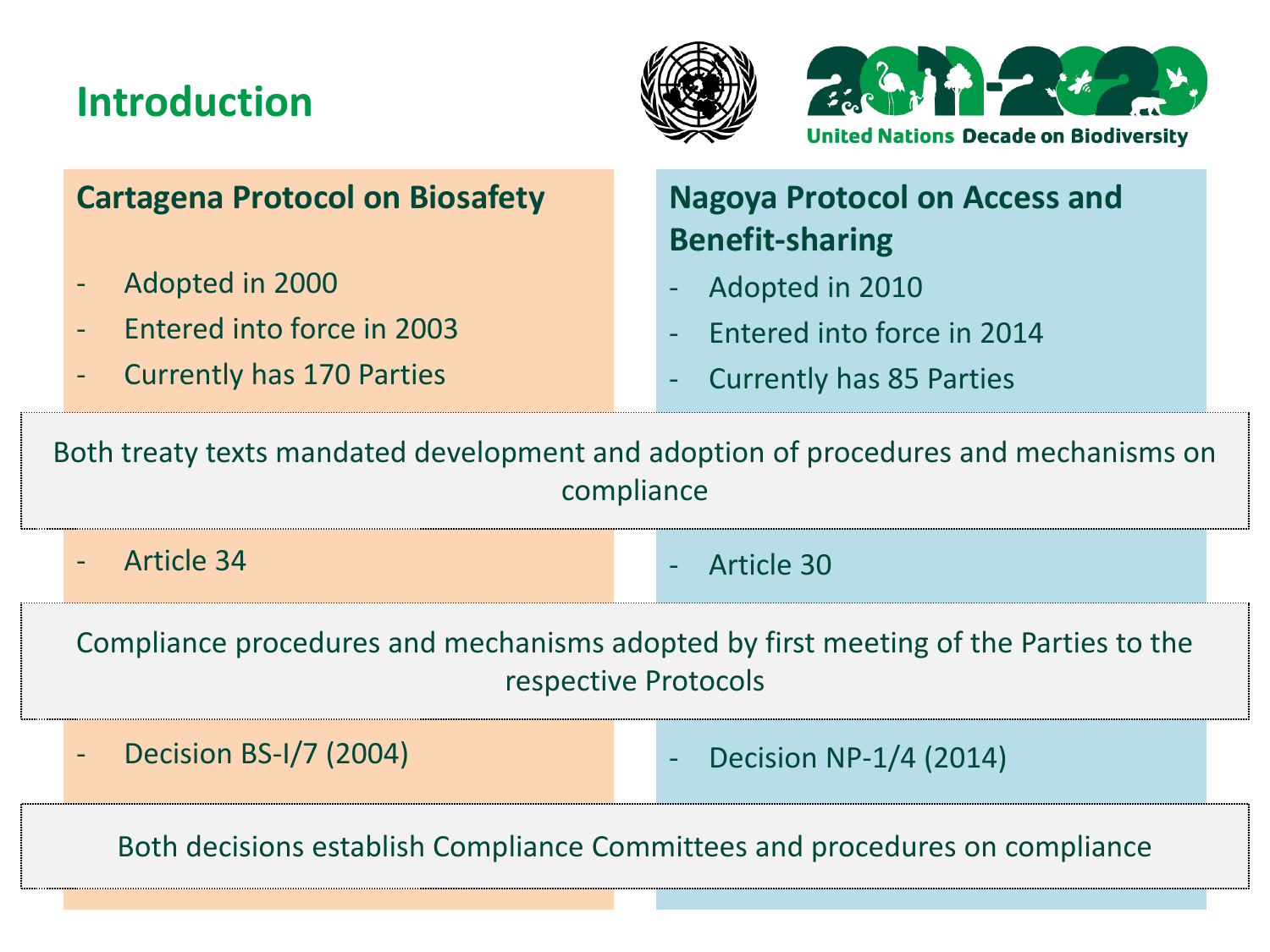# Introduction

United Nations Decade on Biodiversity

## Cartagena Protocol on Biosafety

- Adopted in 2000
- Entered into force in 2003
- Currently has 170 Parties

## Nagoya Protocol on Access and Benefit-sharing

- Adopted in 2010
- Entered into force in 2014
- Currently has 85 Parties

Both treaty texts mandated development and adoption of procedures and mechanisms on compliance

- Cartagena Protocol: Article 34
- Nagoya Protocol: Article 30

Compliance procedures and mechanisms adopted by first meeting of the Parties to the respective Protocols

- Cartagena Protocol: Decision BS-I/7 (2004)
- Nagoya Protocol: Decision NP-1/4 (2014)

Both decisions establish Compliance Committees and procedures on compliance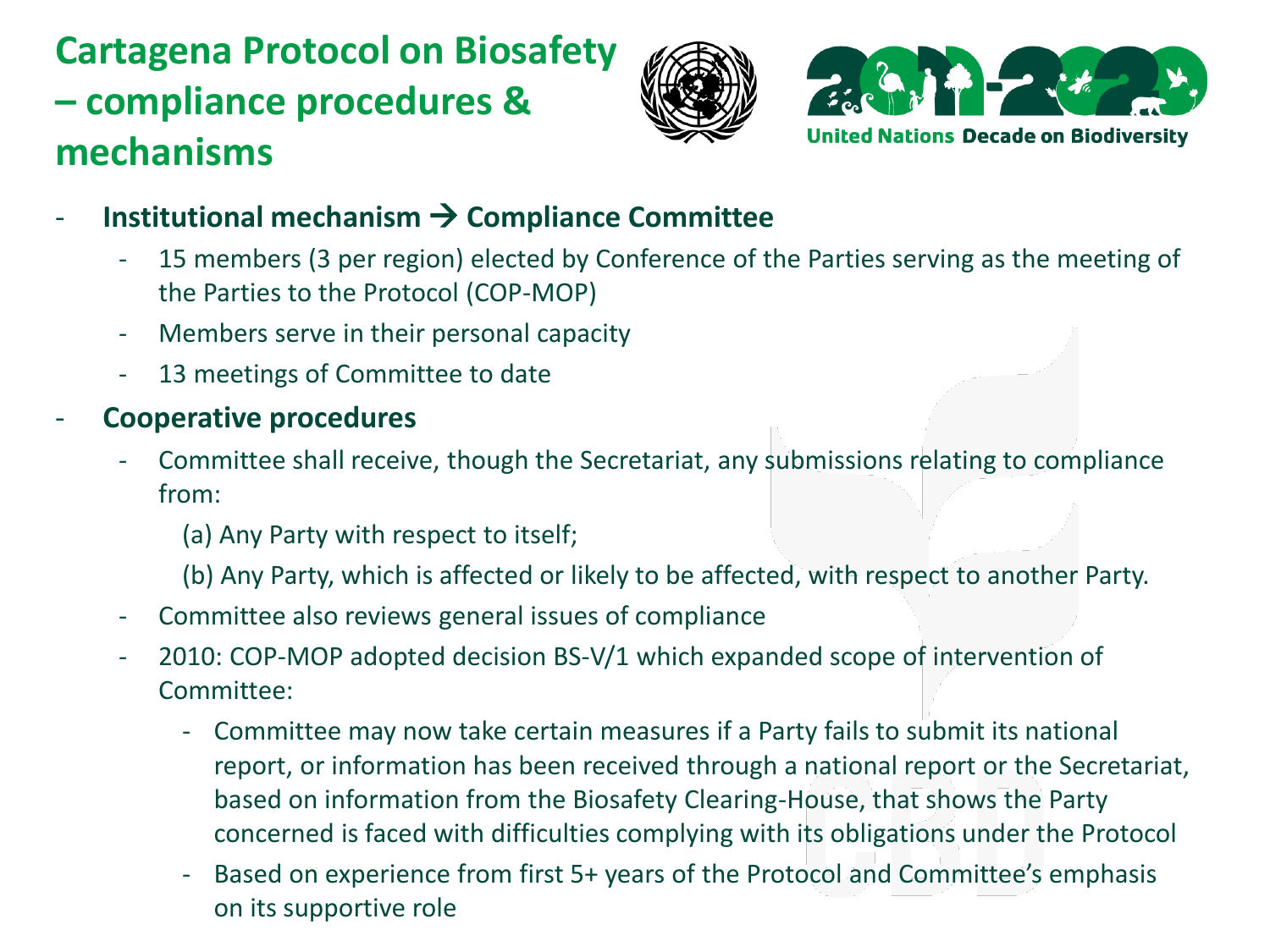# Cartagena Protocol on Biosafety – compliance procedures & mechanisms

- **Institutional mechanism → Compliance Committee**
  - 15 members (3 per region) elected by Conference of the Parties serving as the meeting of the Parties to the Protocol (COP-MOP)
  - Members serve in their personal capacity
  - 13 meetings of Committee to date
- **Cooperative procedures**
  - Committee shall receive, though the Secretariat, any submissions relating to compliance from:

    (a) Any Party with respect to itself;

    (b) Any Party, which is affected or likely to be affected, with respect to another Party.
  - Committee also reviews general issues of compliance
  - 2010: COP-MOP adopted decision BS-V/1 which expanded scope of intervention of Committee:
    - Committee may now take certain measures if a Party fails to submit its national report, or information has been received through a national report or the Secretariat, based on information from the Biosafety Clearing-House, that shows the Party concerned is faced with difficulties complying with its obligations under the Protocol
    - Based on experience from first 5+ years of the Protocol and Committee's emphasis on its supportive role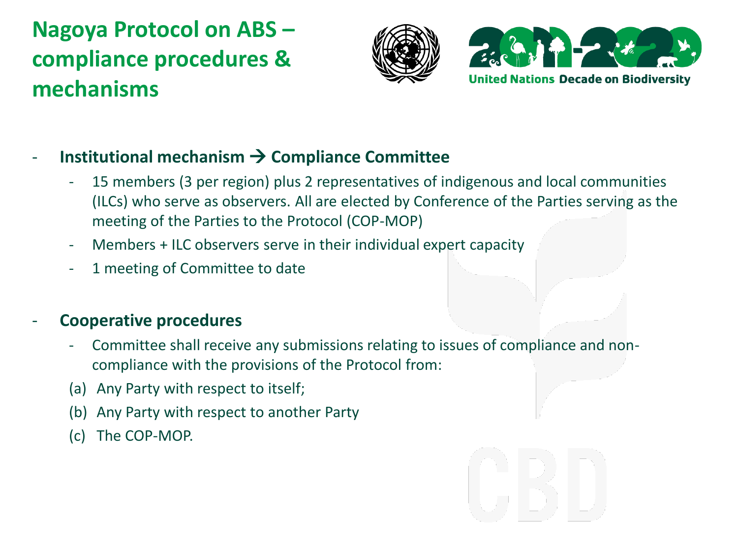# Nagoya Protocol on ABS – compliance procedures & mechanisms

- **Institutional mechanism → Compliance Committee**
  - 15 members (3 per region) plus 2 representatives of indigenous and local communities (ILCs) who serve as observers. All are elected by Conference of the Parties serving as the meeting of the Parties to the Protocol (COP-MOP)
  - Members + ILC observers serve in their individual expert capacity
  - 1 meeting of Committee to date

- **Cooperative procedures**
  - Committee shall receive any submissions relating to issues of compliance and non-compliance with the provisions of the Protocol from:

  (a) Any Party with respect to itself;

  (b) Any Party with respect to another Party

  (c) The COP-MOP.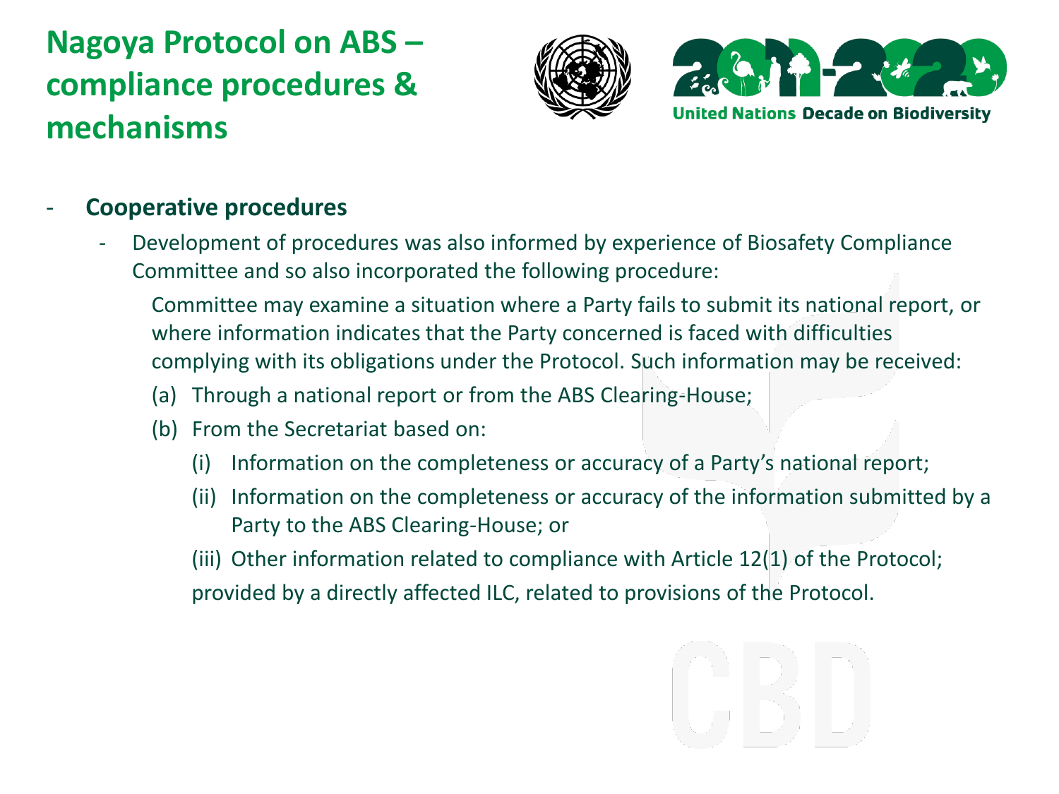# Nagoya Protocol on ABS – compliance procedures & mechanisms

- **Cooperative procedures**
  - Development of procedures was also informed by experience of Biosafety Compliance Committee and so also incorporated the following procedure:

    Committee may examine a situation where a Party fails to submit its national report, or where information indicates that the Party concerned is faced with difficulties complying with its obligations under the Protocol. Such information may be received:

    (a) Through a national report or from the ABS Clearing-House;

    (b) From the Secretariat based on:

      (i) Information on the completeness or accuracy of a Party's national report;

      (ii) Information on the completeness or accuracy of the information submitted by a Party to the ABS Clearing-House; or

      (iii) Other information related to compliance with Article 12(1) of the Protocol;

      provided by a directly affected ILC, related to provisions of the Protocol.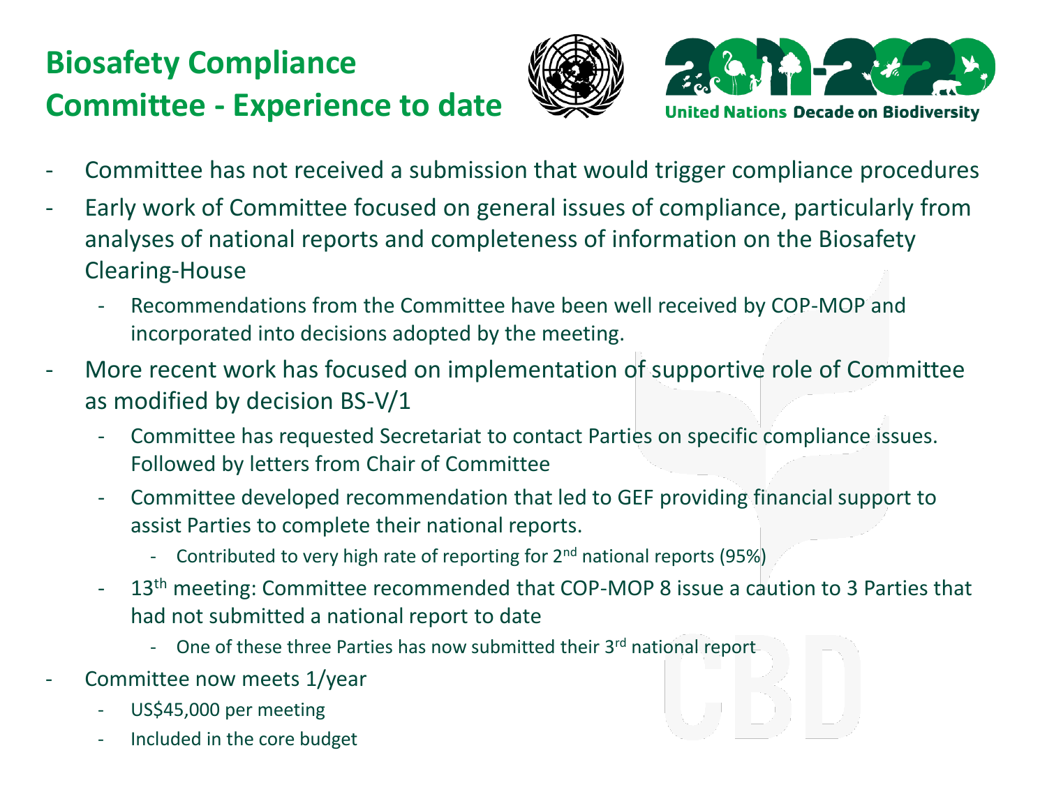# Biosafety Compliance Committee - Experience to date

- Committee has not received a submission that would trigger compliance procedures
- Early work of Committee focused on general issues of compliance, particularly from analyses of national reports and completeness of information on the Biosafety Clearing-House
  - Recommendations from the Committee have been well received by COP-MOP and incorporated into decisions adopted by the meeting.
- More recent work has focused on implementation of supportive role of Committee as modified by decision BS-V/1
  - Committee has requested Secretariat to contact Parties on specific compliance issues. Followed by letters from Chair of Committee
  - Committee developed recommendation that led to GEF providing financial support to assist Parties to complete their national reports.
    - Contributed to very high rate of reporting for 2nd national reports (95%)
  - 13th meeting: Committee recommended that COP-MOP 8 issue a caution to 3 Parties that had not submitted a national report to date
    - One of these three Parties has now submitted their 3rd national report
- Committee now meets 1/year
  - US$45,000 per meeting
  - Included in the core budget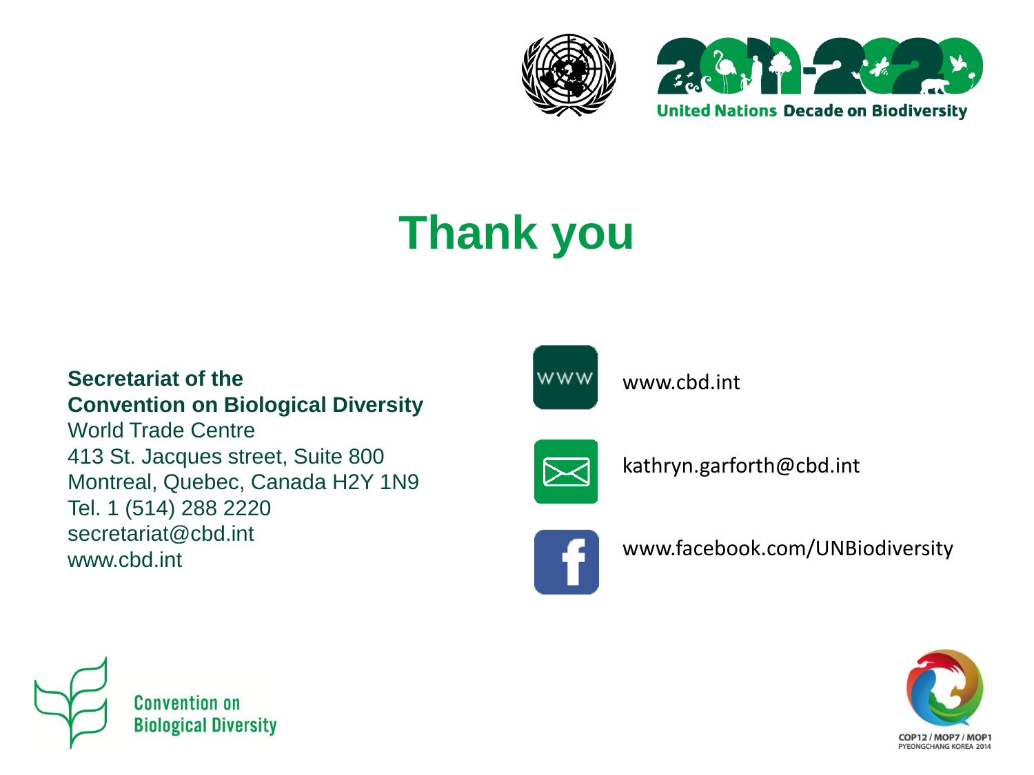United Nations Decade on Biodiversity

# Thank you

**Secretariat of the**
**Convention on Biological Diversity**
World Trade Centre
413 St. Jacques street, Suite 800
Montreal, Quebec, Canada H2Y 1N9
Tel. 1 (514) 288 2220
secretariat@cbd.int
www.cbd.int

www.cbd.int

kathryn.garforth@cbd.int

www.facebook.com/UNBiodiversity

Convention on Biological Diversity

COP12 / MOP7 / MOP1
PYEONGCHANG KOREA 2014